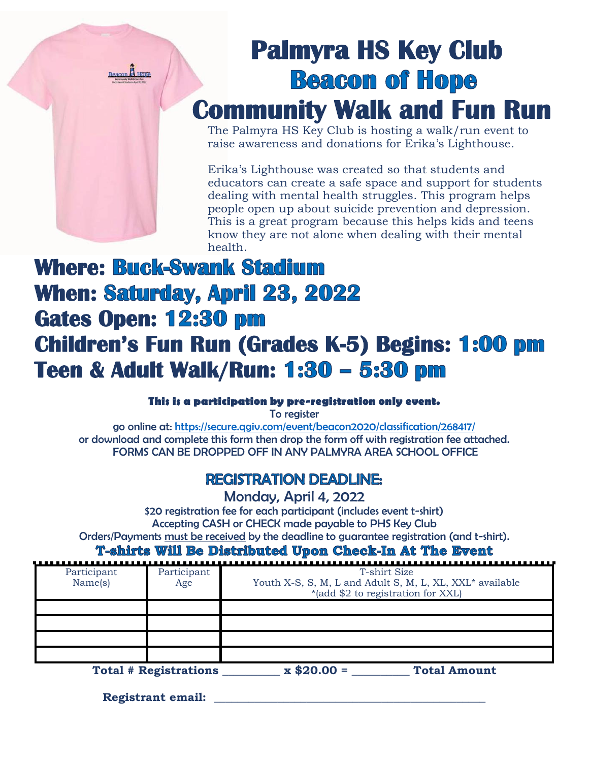# Palmyra HS Key Club
# Beacon of Hope
# Community Walk and Fun Run

The Palmyra HS Key Club is hosting a walk/run event to raise awareness and donations for Erika's Lighthouse.

Erika's Lighthouse was created so that students and educators can create a safe space and support for students dealing with mental health struggles. This program helps people open up about suicide prevention and depression. This is a great program because this helps kids and teens know they are not alone when dealing with their mental health.

## Where: Buck-Swank Stadium
## When: Saturday, April 23, 2022
## Gates Open: 12:30 pm
## Children's Fun Run (Grades K-5) Begins: 1:00 pm
## Teen & Adult Walk/Run: 1:30 – 5:30 pm

**This is a participation by pre-registration only event.**

To register
go online at: https://secure.qgiv.com/event/beacon2020/classification/268417/
or download and complete this form then drop the form off with registration fee attached.
FORMS CAN BE DROPPED OFF IN ANY PALMYRA AREA SCHOOL OFFICE

### REGISTRATION DEADLINE:

Monday, April 4, 2022

$20 registration fee for each participant (includes event t-shirt)
Accepting CASH or CHECK made payable to PHS Key Club
Orders/Payments must be received by the deadline to guarantee registration (and t-shirt).

**T-shirts Will Be Distributed Upon Check-In At The Event**

| Participant Name(s) | Participant Age | T-shirt Size<br>Youth X-S, S, M, L and Adult S, M, L, XL, XXL* available<br>*(add $2 to registration for XXL) |
|---|---|---|
| | | |
| | | |
| | | |
| | | |

**Total # Registrations** __________ **x $20.00 =** __________ **Total Amount**

**Registrant email:** ________________________________________________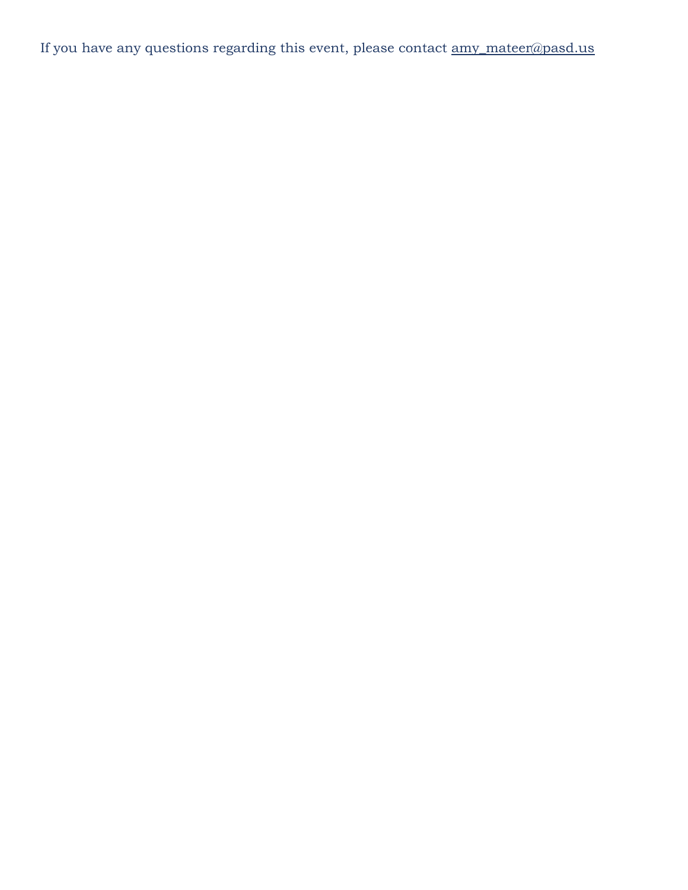If you have any questions regarding this event, please contact amy_mateer@pasd.us